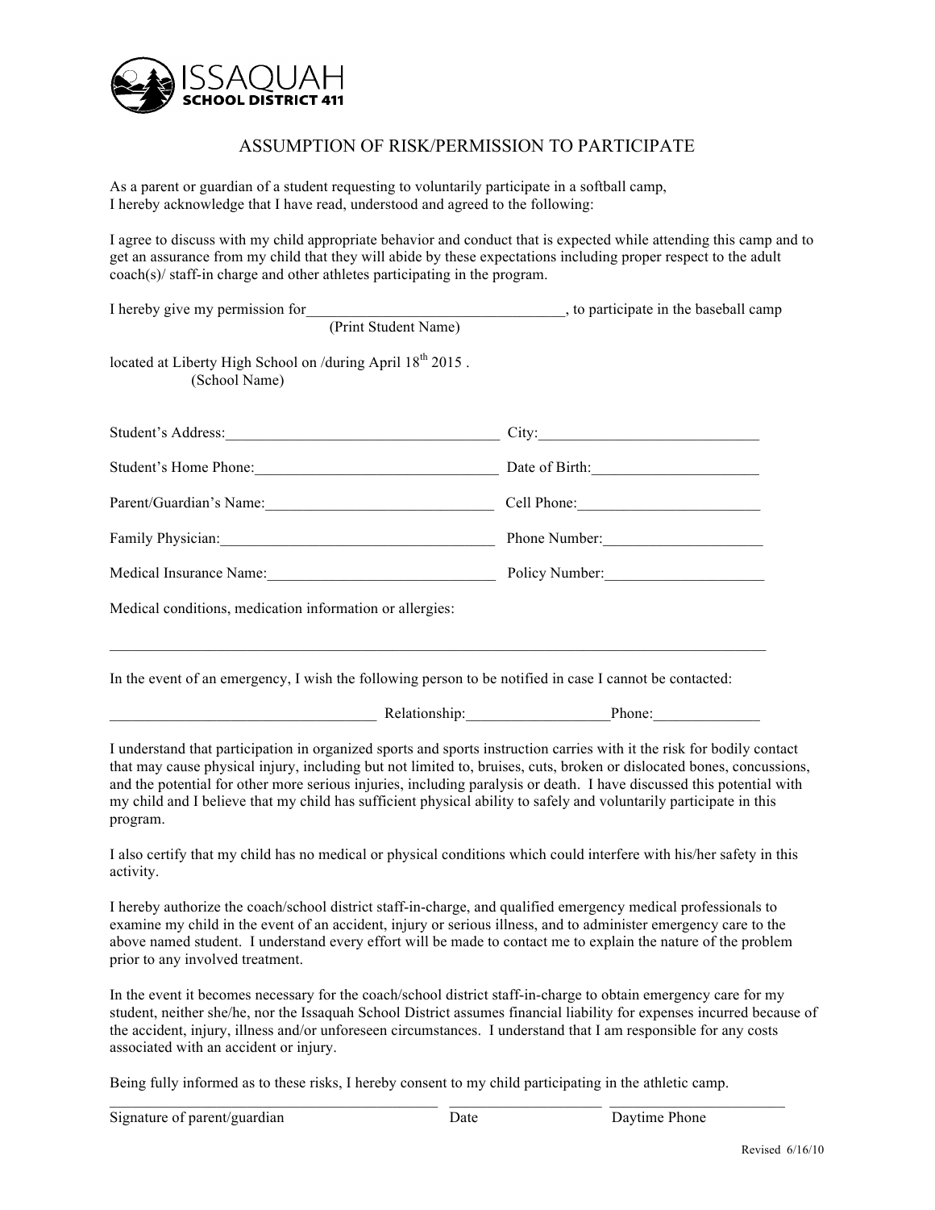ISSAQUAH
**SCHOOL DISTRICT 411**

# ASSUMPTION OF RISK/PERMISSION TO PARTICIPATE

As a parent or guardian of a student requesting to voluntarily participate in a softball camp, I hereby acknowledge that I have read, understood and agreed to the following:

I agree to discuss with my child appropriate behavior and conduct that is expected while attending this camp and to get an assurance from my child that they will abide by these expectations including proper respect to the adult coach(s)/ staff-in charge and other athletes participating in the program.

I hereby give my permission for__________________________________, to participate in the baseball camp
(Print Student Name)

located at Liberty High School on /during April 18th 2015 .
(School Name)

Student's Address:____________________________________ City:_____________________________

Student's Home Phone:_________________________________ Date of Birth:______________________

Parent/Guardian's Name:_______________________________ Cell Phone:_________________________

Family Physician:_____________________________________ Phone Number:______________________

Medical Insurance Name:_______________________________ Policy Number:_____________________

Medical conditions, medication information or allergies:

_____________________________________________________________________________________

In the event of an emergency, I wish the following person to be notified in case I cannot be contacted:

___________________________________ Relationship:___________________Phone:______________

I understand that participation in organized sports and sports instruction carries with it the risk for bodily contact that may cause physical injury, including but not limited to, bruises, cuts, broken or dislocated bones, concussions, and the potential for other more serious injuries, including paralysis or death. I have discussed this potential with my child and I believe that my child has sufficient physical ability to safely and voluntarily participate in this program.

I also certify that my child has no medical or physical conditions which could interfere with his/her safety in this activity.

I hereby authorize the coach/school district staff-in-charge, and qualified emergency medical professionals to examine my child in the event of an accident, injury or serious illness, and to administer emergency care to the above named student. I understand every effort will be made to contact me to explain the nature of the problem prior to any involved treatment.

In the event it becomes necessary for the coach/school district staff-in-charge to obtain emergency care for my student, neither she/he, nor the Issaquah School District assumes financial liability for expenses incurred because of the accident, injury, illness and/or unforeseen circumstances. I understand that I am responsible for any costs associated with an accident or injury.

Being fully informed as to these risks, I hereby consent to my child participating in the athletic camp.

___________________________________________ ____________________ ________________________
Signature of parent/guardian Date Daytime Phone

Revised 6/16/10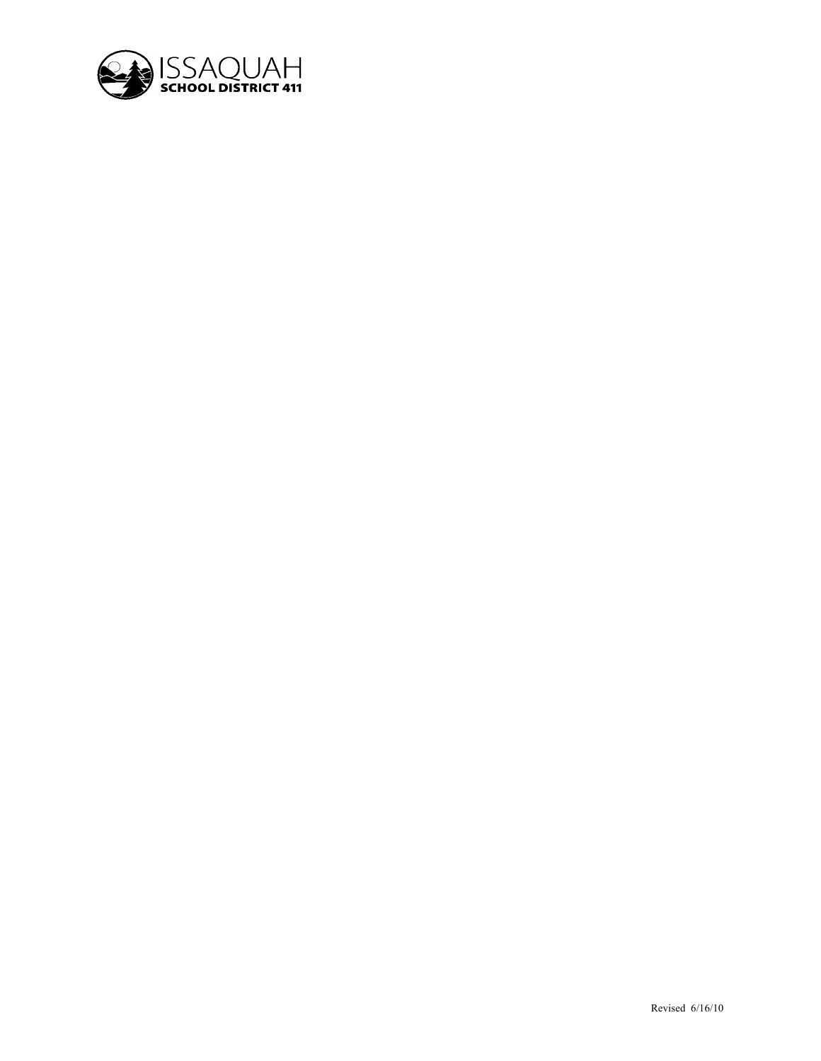ISSAQUAH
SCHOOL DISTRICT 411

Revised 6/16/10